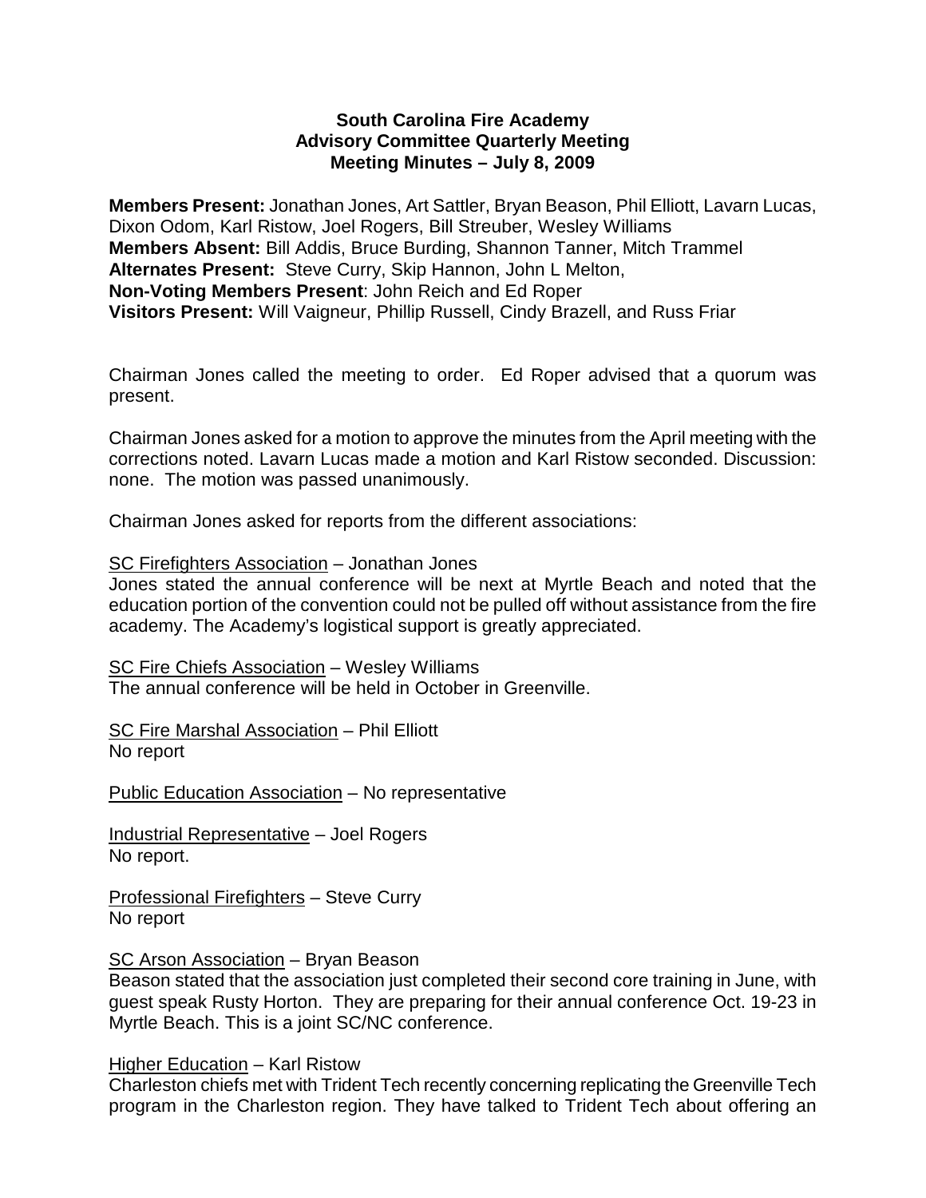**South Carolina Fire Academy**
**Advisory Committee Quarterly Meeting**
**Meeting Minutes – July 8, 2009**

**Members Present:** Jonathan Jones, Art Sattler, Bryan Beason, Phil Elliott, Lavarn Lucas, Dixon Odom, Karl Ristow, Joel Rogers, Bill Streuber, Wesley Williams
**Members Absent:** Bill Addis, Bruce Burding, Shannon Tanner, Mitch Trammel
**Alternates Present:** Steve Curry, Skip Hannon, John L Melton,
**Non-Voting Members Present**: John Reich and Ed Roper
**Visitors Present:** Will Vaigneur, Phillip Russell, Cindy Brazell, and Russ Friar

Chairman Jones called the meeting to order. Ed Roper advised that a quorum was present.

Chairman Jones asked for a motion to approve the minutes from the April meeting with the corrections noted. Lavarn Lucas made a motion and Karl Ristow seconded. Discussion: none. The motion was passed unanimously.

Chairman Jones asked for reports from the different associations:

SC Firefighters Association – Jonathan Jones
Jones stated the annual conference will be next at Myrtle Beach and noted that the education portion of the convention could not be pulled off without assistance from the fire academy. The Academy's logistical support is greatly appreciated.

SC Fire Chiefs Association – Wesley Williams
The annual conference will be held in October in Greenville.

SC Fire Marshal Association – Phil Elliott
No report

Public Education Association – No representative

Industrial Representative – Joel Rogers
No report.

Professional Firefighters – Steve Curry
No report

SC Arson Association – Bryan Beason
Beason stated that the association just completed their second core training in June, with guest speak Rusty Horton. They are preparing for their annual conference Oct. 19-23 in Myrtle Beach. This is a joint SC/NC conference.

Higher Education – Karl Ristow
Charleston chiefs met with Trident Tech recently concerning replicating the Greenville Tech program in the Charleston region. They have talked to Trident Tech about offering an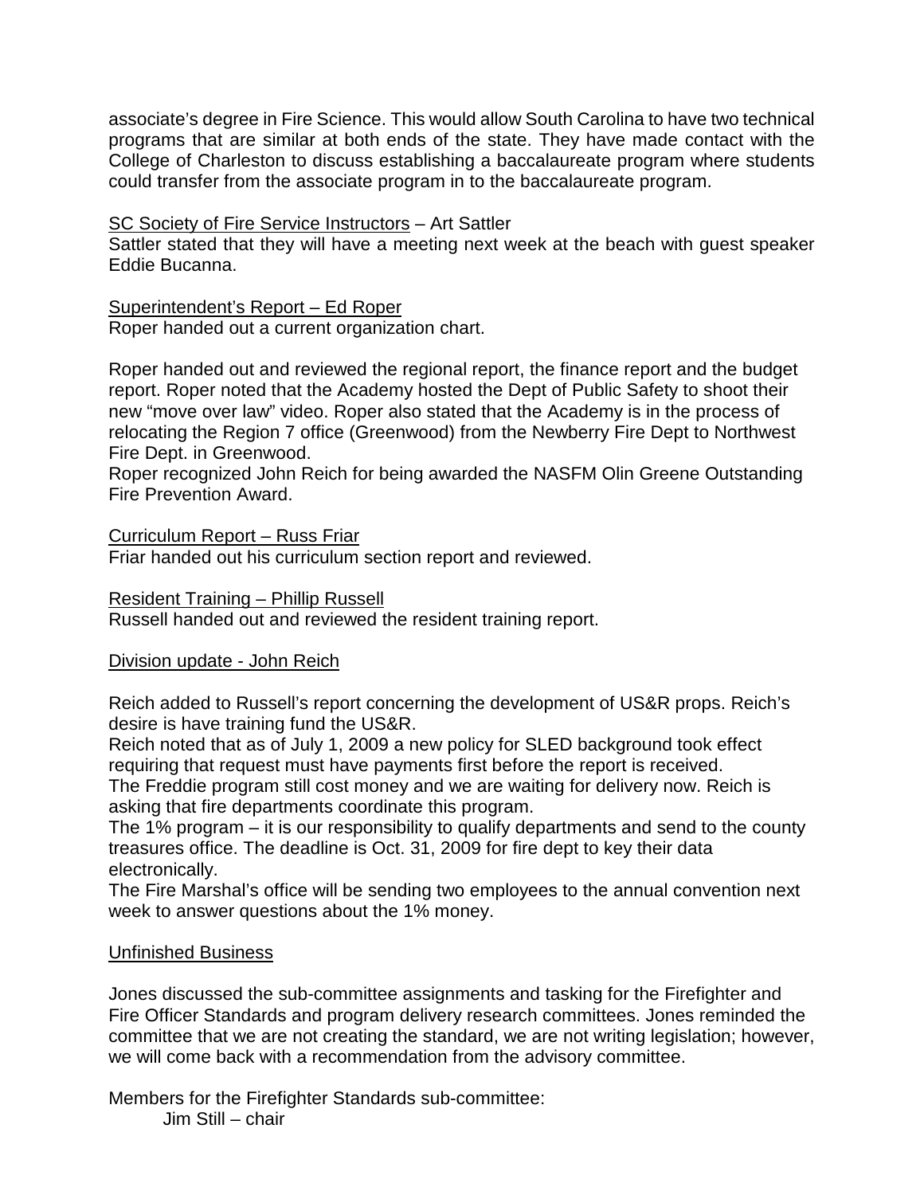associate's degree in Fire Science. This would allow South Carolina to have two technical programs that are similar at both ends of the state. They have made contact with the College of Charleston to discuss establishing a baccalaureate program where students could transfer from the associate program in to the baccalaureate program.

<u>SC Society of Fire Service Instructors</u> – Art Sattler

Sattler stated that they will have a meeting next week at the beach with guest speaker Eddie Bucanna.

<u>Superintendent's Report – Ed Roper</u>

Roper handed out a current organization chart.

Roper handed out and reviewed the regional report, the finance report and the budget report. Roper noted that the Academy hosted the Dept of Public Safety to shoot their new "move over law" video. Roper also stated that the Academy is in the process of relocating the Region 7 office (Greenwood) from the Newberry Fire Dept to Northwest Fire Dept. in Greenwood.

Roper recognized John Reich for being awarded the NASFM Olin Greene Outstanding Fire Prevention Award.

<u>Curriculum Report – Russ Friar</u>

Friar handed out his curriculum section report and reviewed.

<u>Resident Training – Phillip Russell</u>

Russell handed out and reviewed the resident training report.

<u>Division update - John Reich</u>

Reich added to Russell's report concerning the development of US&R props. Reich's desire is have training fund the US&R.

Reich noted that as of July 1, 2009 a new policy for SLED background took effect requiring that request must have payments first before the report is received.

The Freddie program still cost money and we are waiting for delivery now. Reich is asking that fire departments coordinate this program.

The 1% program – it is our responsibility to qualify departments and send to the county treasures office. The deadline is Oct. 31, 2009 for fire dept to key their data electronically.

The Fire Marshal's office will be sending two employees to the annual convention next week to answer questions about the 1% money.

<u>Unfinished Business</u>

Jones discussed the sub-committee assignments and tasking for the Firefighter and Fire Officer Standards and program delivery research committees. Jones reminded the committee that we are not creating the standard, we are not writing legislation; however, we will come back with a recommendation from the advisory committee.

Members for the Firefighter Standards sub-committee:

- Jim Still – chair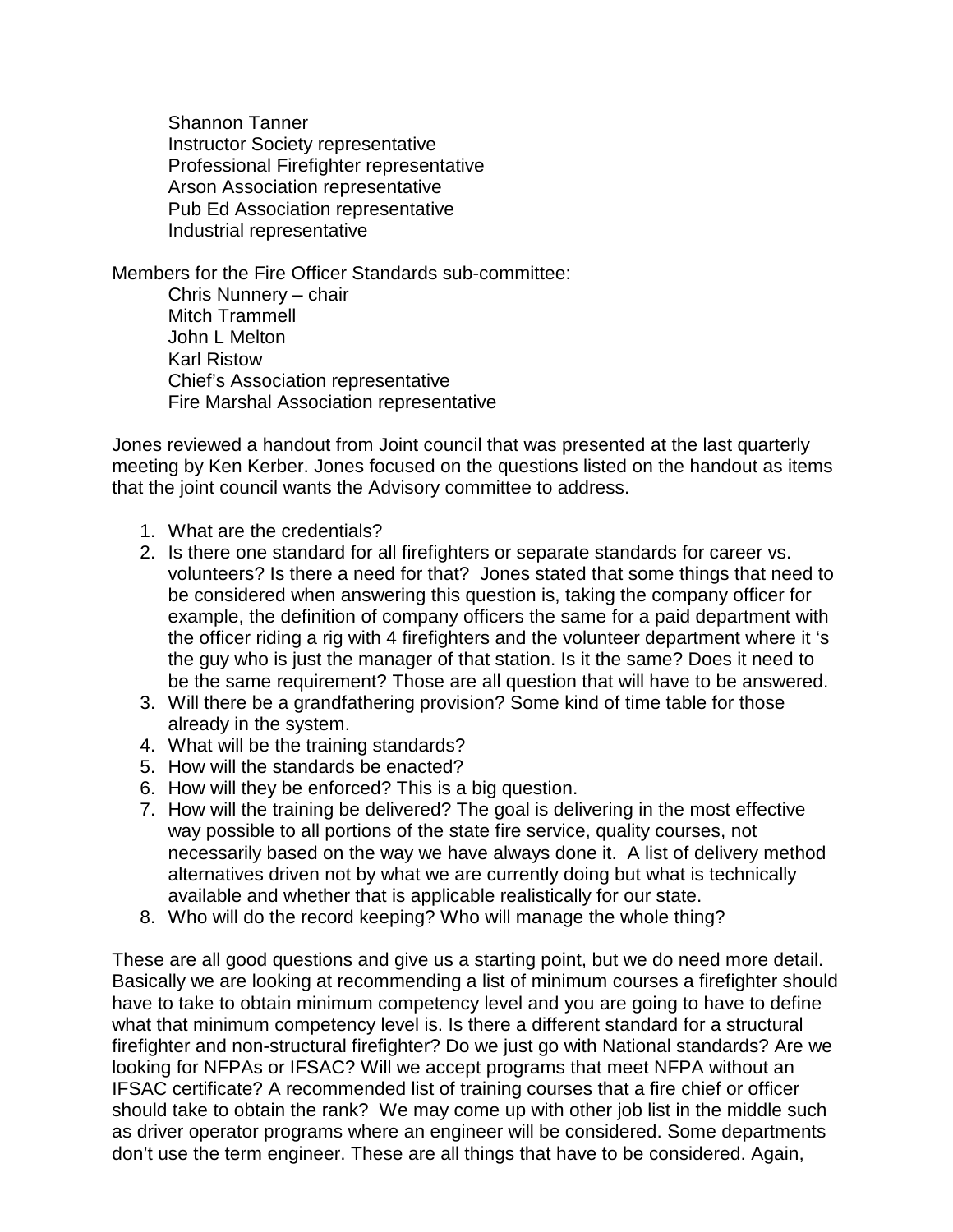Shannon Tanner
Instructor Society representative
Professional Firefighter representative
Arson Association representative
Pub Ed Association representative
Industrial representative

Members for the Fire Officer Standards sub-committee:

Chris Nunnery – chair
Mitch Trammell
John L Melton
Karl Ristow
Chief's Association representative
Fire Marshal Association representative

Jones reviewed a handout from Joint council that was presented at the last quarterly meeting by Ken Kerber. Jones focused on the questions listed on the handout as items that the joint council wants the Advisory committee to address.

1. What are the credentials?
2. Is there one standard for all firefighters or separate standards for career vs. volunteers? Is there a need for that? Jones stated that some things that need to be considered when answering this question is, taking the company officer for example, the definition of company officers the same for a paid department with the officer riding a rig with 4 firefighters and the volunteer department where it 's the guy who is just the manager of that station. Is it the same? Does it need to be the same requirement? Those are all question that will have to be answered.
3. Will there be a grandfathering provision? Some kind of time table for those already in the system.
4. What will be the training standards?
5. How will the standards be enacted?
6. How will they be enforced? This is a big question.
7. How will the training be delivered? The goal is delivering in the most effective way possible to all portions of the state fire service, quality courses, not necessarily based on the way we have always done it. A list of delivery method alternatives driven not by what we are currently doing but what is technically available and whether that is applicable realistically for our state.
8. Who will do the record keeping? Who will manage the whole thing?

These are all good questions and give us a starting point, but we do need more detail. Basically we are looking at recommending a list of minimum courses a firefighter should have to take to obtain minimum competency level and you are going to have to define what that minimum competency level is. Is there a different standard for a structural firefighter and non-structural firefighter? Do we just go with National standards? Are we looking for NFPAs or IFSAC? Will we accept programs that meet NFPA without an IFSAC certificate? A recommended list of training courses that a fire chief or officer should take to obtain the rank? We may come up with other job list in the middle such as driver operator programs where an engineer will be considered. Some departments don't use the term engineer. These are all things that have to be considered. Again,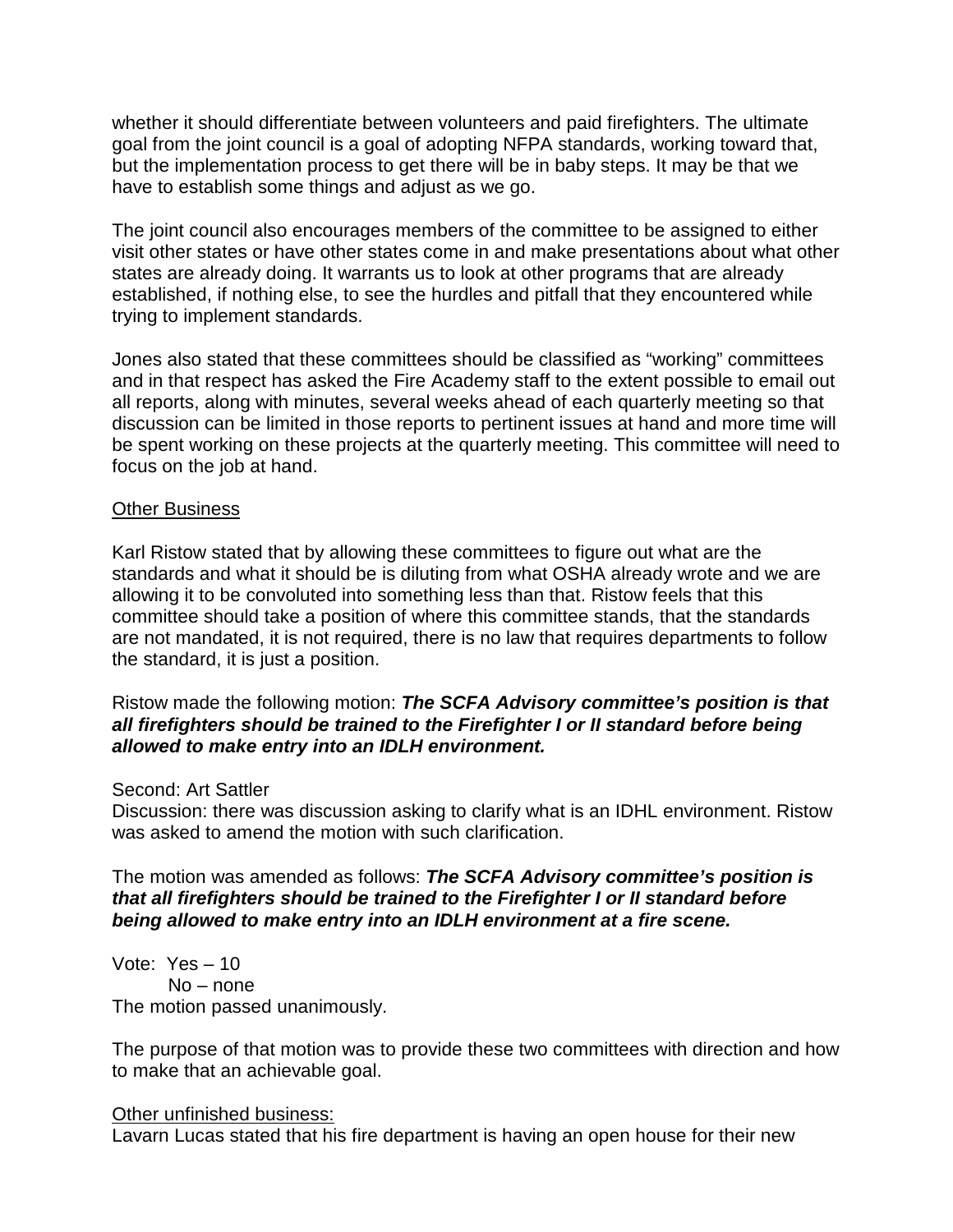whether it should differentiate between volunteers and paid firefighters. The ultimate goal from the joint council is a goal of adopting NFPA standards, working toward that, but the implementation process to get there will be in baby steps. It may be that we have to establish some things and adjust as we go.

The joint council also encourages members of the committee to be assigned to either visit other states or have other states come in and make presentations about what other states are already doing. It warrants us to look at other programs that are already established, if nothing else, to see the hurdles and pitfall that they encountered while trying to implement standards.

Jones also stated that these committees should be classified as "working" committees and in that respect has asked the Fire Academy staff to the extent possible to email out all reports, along with minutes, several weeks ahead of each quarterly meeting so that discussion can be limited in those reports to pertinent issues at hand and more time will be spent working on these projects at the quarterly meeting. This committee will need to focus on the job at hand.

<u>Other Business</u>

Karl Ristow stated that by allowing these committees to figure out what are the standards and what it should be is diluting from what OSHA already wrote and we are allowing it to be convoluted into something less than that. Ristow feels that this committee should take a position of where this committee stands, that the standards are not mandated, it is not required, there is no law that requires departments to follow the standard, it is just a position.

Ristow made the following motion: ***The SCFA Advisory committee's position is that all firefighters should be trained to the Firefighter I or II standard before being allowed to make entry into an IDLH environment.***

Second: Art Sattler
Discussion: there was discussion asking to clarify what is an IDHL environment. Ristow was asked to amend the motion with such clarification.

The motion was amended as follows: ***The SCFA Advisory committee's position is that all firefighters should be trained to the Firefighter I or II standard before being allowed to make entry into an IDLH environment at a fire scene.***

Vote: Yes – 10
No – none
The motion passed unanimously.

The purpose of that motion was to provide these two committees with direction and how to make that an achievable goal.

<u>Other unfinished business:</u>
Lavarn Lucas stated that his fire department is having an open house for their new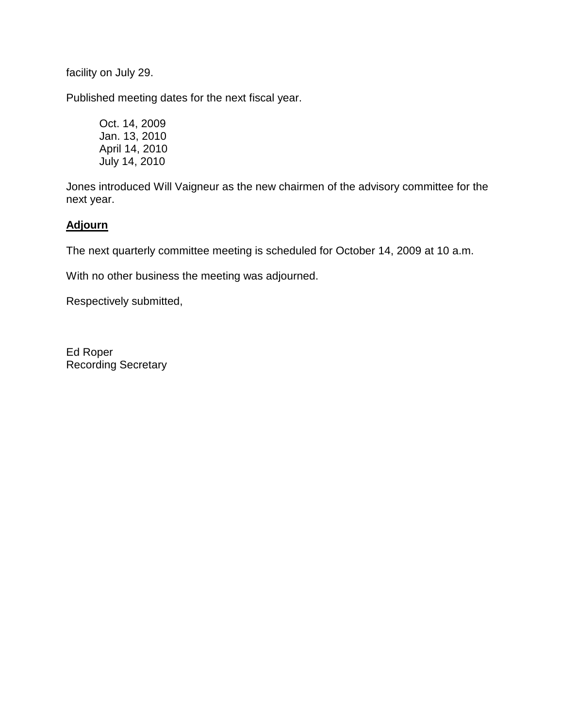facility on July 29.

Published meeting dates for the next fiscal year.

Oct. 14, 2009
Jan. 13, 2010
April 14, 2010
July 14, 2010

Jones introduced Will Vaigneur as the new chairmen of the advisory committee for the next year.

**Adjourn**

The next quarterly committee meeting is scheduled for October 14, 2009 at 10 a.m.

With no other business the meeting was adjourned.

Respectively submitted,

Ed Roper
Recording Secretary